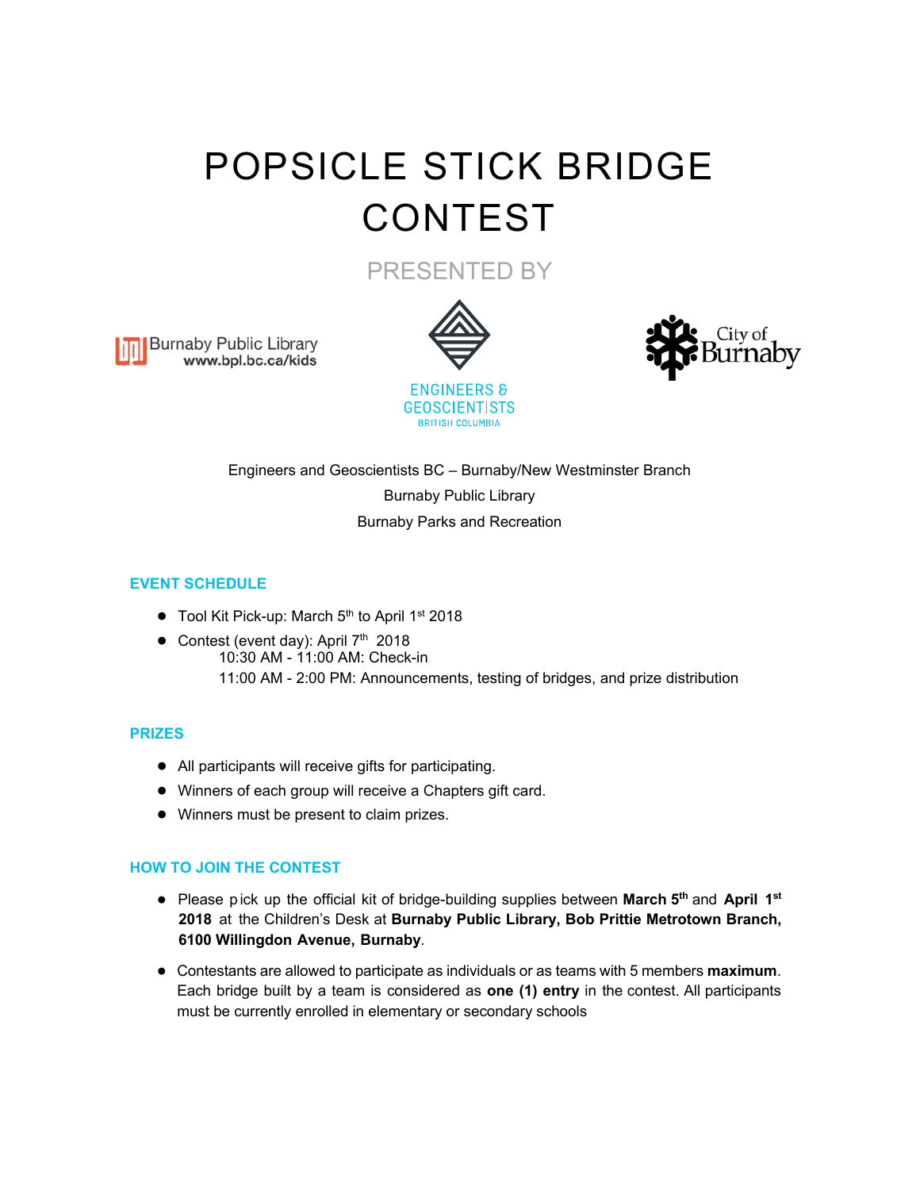# POPSICLE STICK BRIDGE CONTEST

PRESENTED BY

Burnaby Public Library www.bpl.bc.ca/kids

ENGINEERS & GEOSCIENTISTS BRITISH COLUMBIA

City of Burnaby

Engineers and Geoscientists BC – Burnaby/New Westminster Branch

Burnaby Public Library

Burnaby Parks and Recreation

## EVENT SCHEDULE

- Tool Kit Pick-up: March 5th to April 1st 2018
- Contest (event day): April 7th 2018
  - 10:30 AM - 11:00 AM: Check-in
  - 11:00 AM - 2:00 PM: Announcements, testing of bridges, and prize distribution

## PRIZES

- All participants will receive gifts for participating.
- Winners of each group will receive a Chapters gift card.
- Winners must be present to claim prizes.

## HOW TO JOIN THE CONTEST

- Please pick up the official kit of bridge-building supplies between **March 5th** and **April 1st 2018** at the Children's Desk at **Burnaby Public Library, Bob Prittie Metrotown Branch, 6100 Willingdon Avenue, Burnaby**.
- Contestants are allowed to participate as individuals or as teams with 5 members **maximum**. Each bridge built by a team is considered as **one (1) entry** in the contest. All participants must be currently enrolled in elementary or secondary schools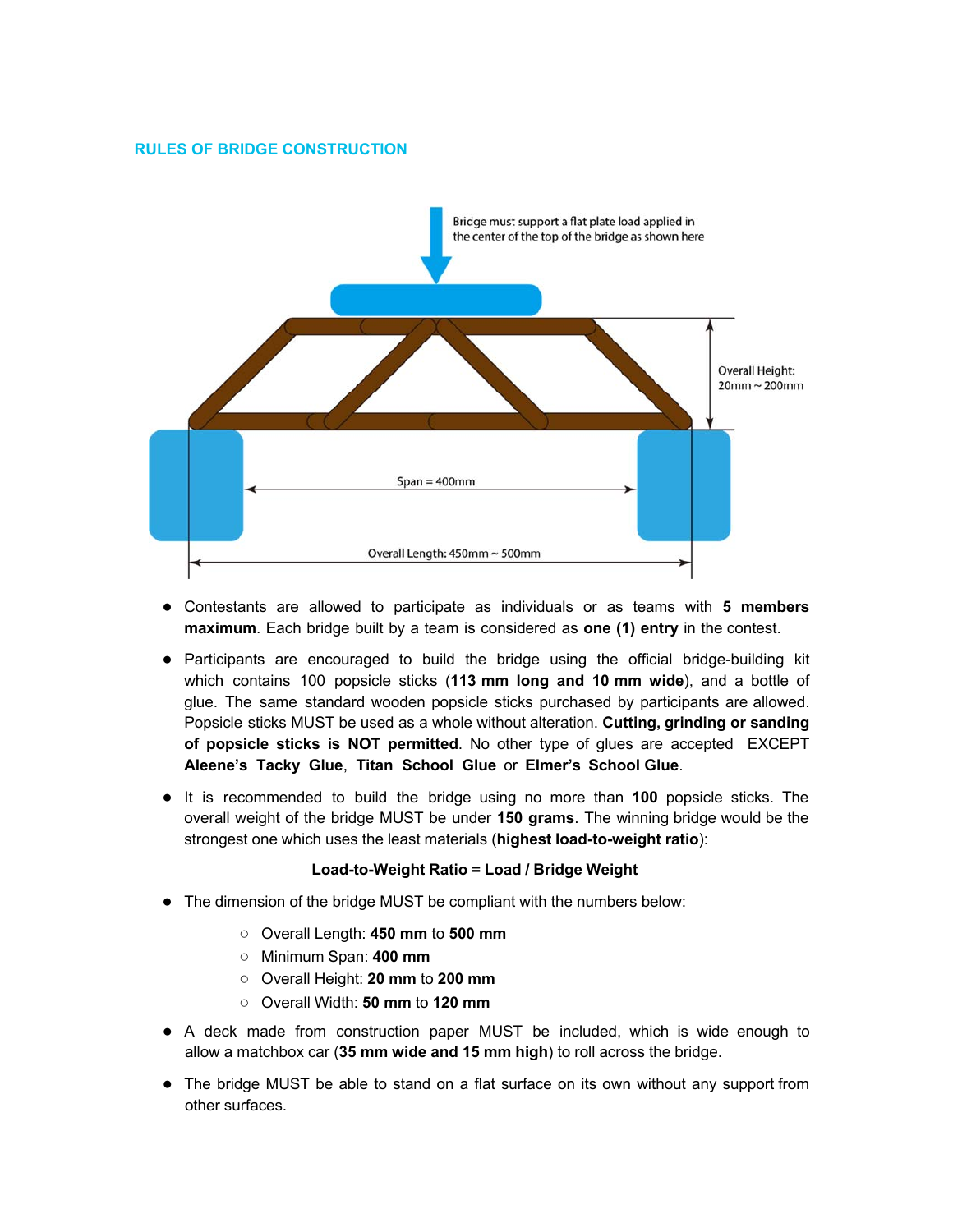## RULES OF BRIDGE CONSTRUCTION

Bridge must support a flat plate load applied in the center of the top of the bridge as shown here

Overall Height: 20mm ~ 200mm

Span = 400mm

Overall Length: 450mm ~ 500mm

- Contestants are allowed to participate as individuals or as teams with **5 members maximum**. Each bridge built by a team is considered as **one (1) entry** in the contest.
- Participants are encouraged to build the bridge using the official bridge-building kit which contains 100 popsicle sticks (**113 mm long and 10 mm wide**), and a bottle of glue. The same standard wooden popsicle sticks purchased by participants are allowed. Popsicle sticks MUST be used as a whole without alteration. **Cutting, grinding or sanding of popsicle sticks is NOT permitted**. No other type of glues are accepted EXCEPT **Aleene's Tacky Glue**, **Titan School Glue** or **Elmer's School Glue**.
- It is recommended to build the bridge using no more than **100** popsicle sticks. The overall weight of the bridge MUST be under **150 grams**. The winning bridge would be the strongest one which uses the least materials (**highest load-to-weight ratio**):

**Load-to-Weight Ratio = Load / Bridge Weight**

- The dimension of the bridge MUST be compliant with the numbers below:
  - Overall Length: **450 mm** to **500 mm**
  - Minimum Span: **400 mm**
  - Overall Height: **20 mm** to **200 mm**
  - Overall Width: **50 mm** to **120 mm**
- A deck made from construction paper MUST be included, which is wide enough to allow a matchbox car (**35 mm wide and 15 mm high**) to roll across the bridge.
- The bridge MUST be able to stand on a flat surface on its own without any support from other surfaces.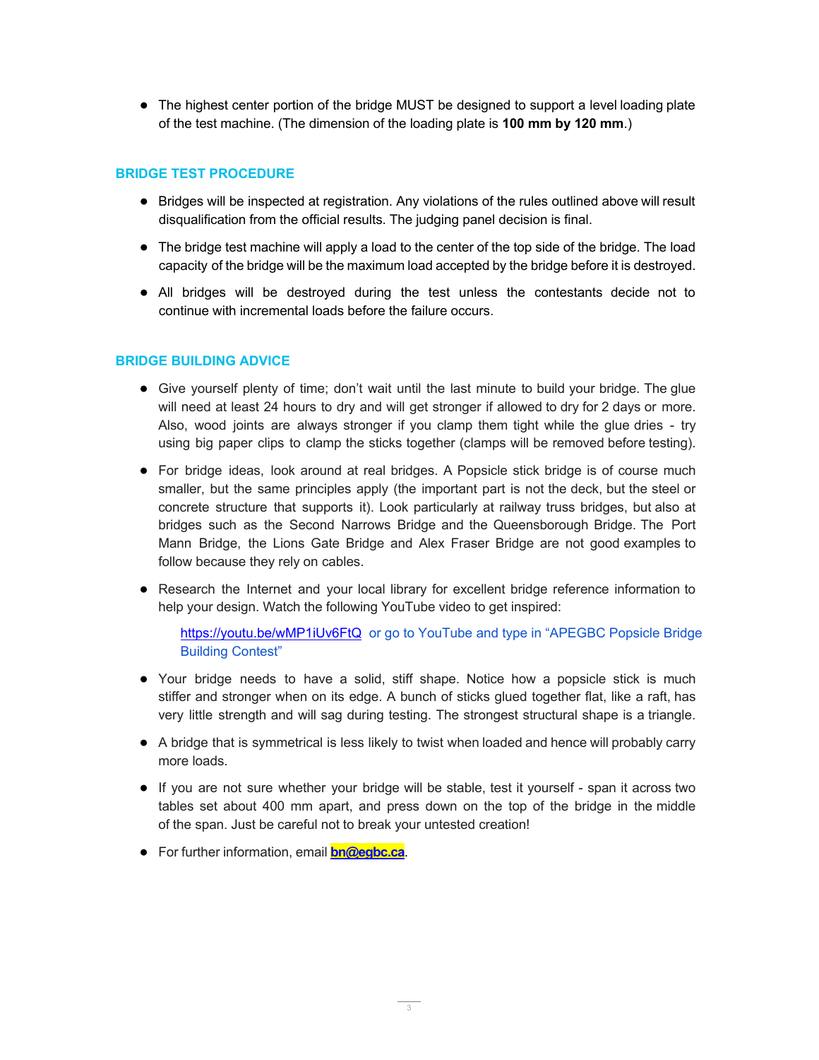- The highest center portion of the bridge MUST be designed to support a level loading plate of the test machine. (The dimension of the loading plate is **100 mm by 120 mm**.)

## BRIDGE TEST PROCEDURE

- Bridges will be inspected at registration. Any violations of the rules outlined above will result disqualification from the official results. The judging panel decision is final.
- The bridge test machine will apply a load to the center of the top side of the bridge. The load capacity of the bridge will be the maximum load accepted by the bridge before it is destroyed.
- All bridges will be destroyed during the test unless the contestants decide not to continue with incremental loads before the failure occurs.

## BRIDGE BUILDING ADVICE

- Give yourself plenty of time; don't wait until the last minute to build your bridge. The glue will need at least 24 hours to dry and will get stronger if allowed to dry for 2 days or more. Also, wood joints are always stronger if you clamp them tight while the glue dries - try using big paper clips to clamp the sticks together (clamps will be removed before testing).
- For bridge ideas, look around at real bridges. A Popsicle stick bridge is of course much smaller, but the same principles apply (the important part is not the deck, but the steel or concrete structure that supports it). Look particularly at railway truss bridges, but also at bridges such as the Second Narrows Bridge and the Queensborough Bridge. The Port Mann Bridge, the Lions Gate Bridge and Alex Fraser Bridge are not good examples to follow because they rely on cables.
- Research the Internet and your local library for excellent bridge reference information to help your design. Watch the following YouTube video to get inspired:

  https://youtu.be/wMP1iUv6FtQ or go to YouTube and type in "APEGBC Popsicle Bridge Building Contest"

- Your bridge needs to have a solid, stiff shape. Notice how a popsicle stick is much stiffer and stronger when on its edge. A bunch of sticks glued together flat, like a raft, has very little strength and will sag during testing. The strongest structural shape is a triangle.
- A bridge that is symmetrical is less likely to twist when loaded and hence will probably carry more loads.
- If you are not sure whether your bridge will be stable, test it yourself - span it across two tables set about 400 mm apart, and press down on the top of the bridge in the middle of the span. Just be careful not to break your untested creation!
- For further information, email **bn@egbc.ca**.